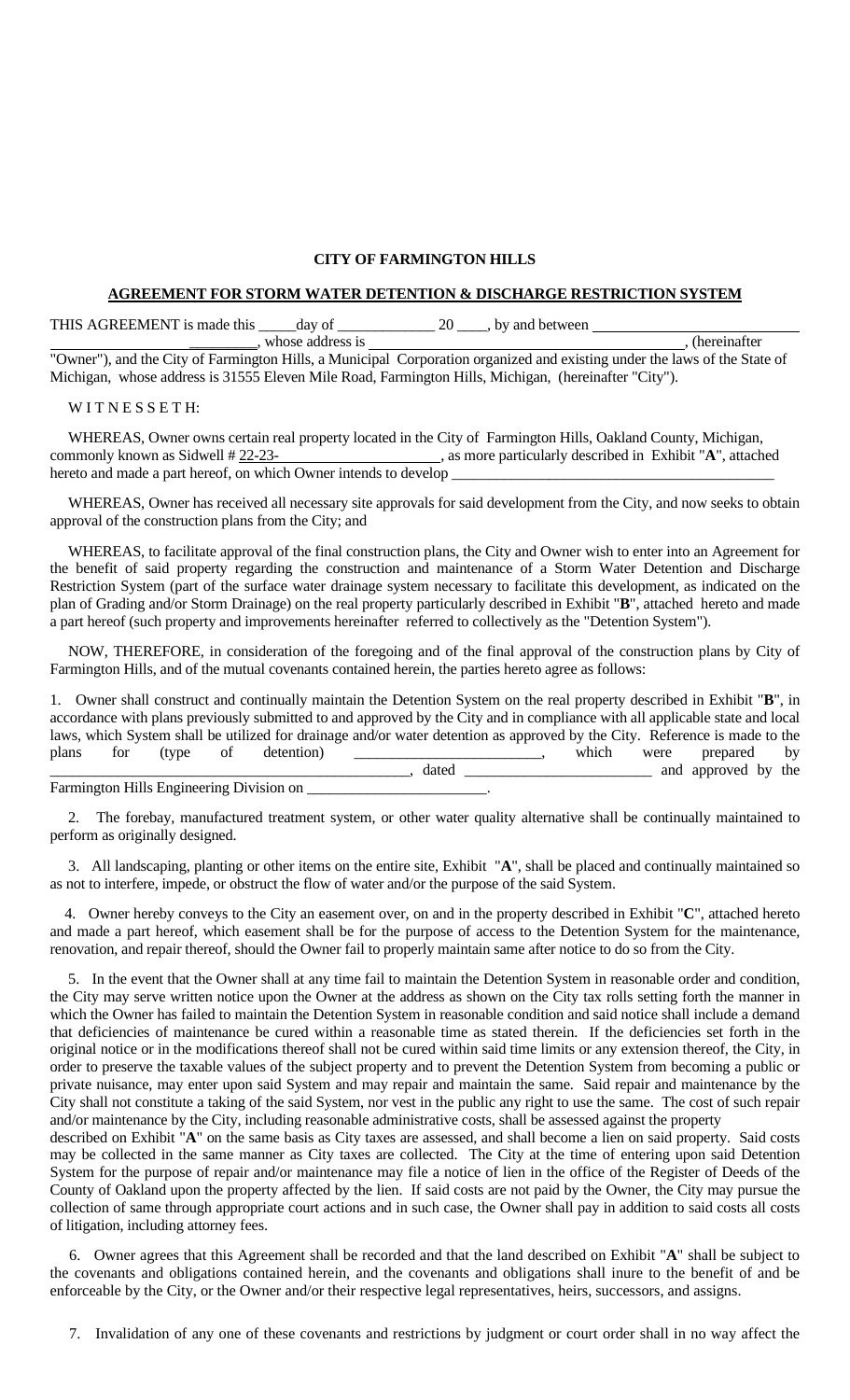**CITY OF FARMINGTON HILLS**

**AGREEMENT FOR STORM WATER DETENTION & DISCHARGE RESTRICTION SYSTEM**

THIS AGREEMENT is made this _____day of _____________ 20 ____, by and between ______________________________ _________, whose address is ________________________________________, (hereinafter "Owner"), and the City of Farmington Hills, a Municipal Corporation organized and existing under the laws of the State of Michigan, whose address is 31555 Eleven Mile Road, Farmington Hills, Michigan, (hereinafter "City").

W I T N E S S E T H:

WHEREAS, Owner owns certain real property located in the City of Farmington Hills, Oakland County, Michigan, commonly known as Sidwell # 22-23-____________________, as more particularly described in Exhibit "**A**", attached hereto and made a part hereof, on which Owner intends to develop ___________________________________________

WHEREAS, Owner has received all necessary site approvals for said development from the City, and now seeks to obtain approval of the construction plans from the City; and

WHEREAS, to facilitate approval of the final construction plans, the City and Owner wish to enter into an Agreement for the benefit of said property regarding the construction and maintenance of a Storm Water Detention and Discharge Restriction System (part of the surface water drainage system necessary to facilitate this development, as indicated on the plan of Grading and/or Storm Drainage) on the real property particularly described in Exhibit "**B**", attached hereto and made a part hereof (such property and improvements hereinafter referred to collectively as the "Detention System").

NOW, THEREFORE, in consideration of the foregoing and of the final approval of the construction plans by City of Farmington Hills, and of the mutual covenants contained herein, the parties hereto agree as follows:

1. Owner shall construct and continually maintain the Detention System on the real property described in Exhibit "**B**", in accordance with plans previously submitted to and approved by the City and in compliance with all applicable state and local laws, which System shall be utilized for drainage and/or water detention as approved by the City. Reference is made to the plans for (type of detention) ________________________, which were prepared by ________________________________________________, dated ________________________ and approved by the Farmington Hills Engineering Division on ________________________.

2. The forebay, manufactured treatment system, or other water quality alternative shall be continually maintained to perform as originally designed.

3. All landscaping, planting or other items on the entire site, Exhibit "**A**", shall be placed and continually maintained so as not to interfere, impede, or obstruct the flow of water and/or the purpose of the said System.

4. Owner hereby conveys to the City an easement over, on and in the property described in Exhibit "**C**", attached hereto and made a part hereof, which easement shall be for the purpose of access to the Detention System for the maintenance, renovation, and repair thereof, should the Owner fail to properly maintain same after notice to do so from the City.

5. In the event that the Owner shall at any time fail to maintain the Detention System in reasonable order and condition, the City may serve written notice upon the Owner at the address as shown on the City tax rolls setting forth the manner in which the Owner has failed to maintain the Detention System in reasonable condition and said notice shall include a demand that deficiencies of maintenance be cured within a reasonable time as stated therein. If the deficiencies set forth in the original notice or in the modifications thereof shall not be cured within said time limits or any extension thereof, the City, in order to preserve the taxable values of the subject property and to prevent the Detention System from becoming a public or private nuisance, may enter upon said System and may repair and maintain the same. Said repair and maintenance by the City shall not constitute a taking of the said System, nor vest in the public any right to use the same. The cost of such repair and/or maintenance by the City, including reasonable administrative costs, shall be assessed against the property described on Exhibit "**A**" on the same basis as City taxes are assessed, and shall become a lien on said property. Said costs may be collected in the same manner as City taxes are collected. The City at the time of entering upon said Detention System for the purpose of repair and/or maintenance may file a notice of lien in the office of the Register of Deeds of the County of Oakland upon the property affected by the lien. If said costs are not paid by the Owner, the City may pursue the collection of same through appropriate court actions and in such case, the Owner shall pay in addition to said costs all costs of litigation, including attorney fees.

6. Owner agrees that this Agreement shall be recorded and that the land described on Exhibit "**A**" shall be subject to the covenants and obligations contained herein, and the covenants and obligations shall inure to the benefit of and be enforceable by the City, or the Owner and/or their respective legal representatives, heirs, successors, and assigns.

7. Invalidation of any one of these covenants and restrictions by judgment or court order shall in no way affect the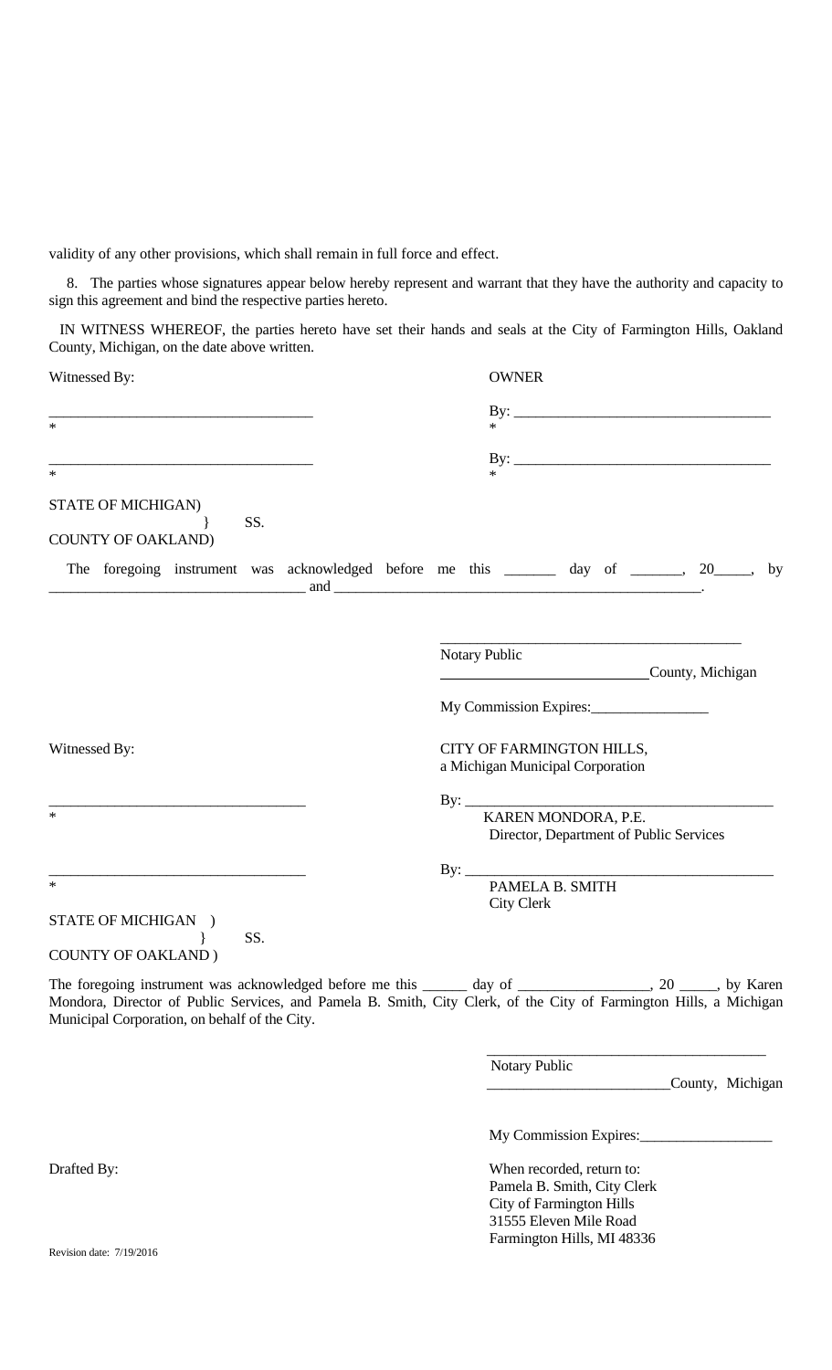validity of any other provisions, which shall remain in full force and effect.

8. The parties whose signatures appear below hereby represent and warrant that they have the authority and capacity to sign this agreement and bind the respective parties hereto.

IN WITNESS WHEREOF, the parties hereto have set their hands and seals at the City of Farmington Hills, Oakland County, Michigan, on the date above written.

Witnessed By: OWNER

___________________________________ By: ___________________________________
*  *

___________________________________ By: ___________________________________
*  *

STATE OF MICHIGAN)
} SS.
COUNTY OF OAKLAND)

The foregoing instrument was acknowledged before me this _______ day of _______, 20_____, by ___________________________________ and ___________________________________________________.

_________________________________________
Notary Public
____________________________County, Michigan

My Commission Expires:________________

Witnessed By: CITY OF FARMINGTON HILLS,
a Michigan Municipal Corporation

___________________________________ By: ___________________________________________
* KAREN MONDORA, P.E.
Director, Department of Public Services

___________________________________ By: ___________________________________________
* PAMELA B. SMITH
City Clerk

STATE OF MICHIGAN )
} SS.
COUNTY OF OAKLAND )

The foregoing instrument was acknowledged before me this ______ day of _________________, 20 _____, by Karen Mondora, Director of Public Services, and Pamela B. Smith, City Clerk, of the City of Farmington Hills, a Michigan Municipal Corporation, on behalf of the City.

_______________________________________
Notary Public
_________________________County, Michigan

My Commission Expires:__________________

Drafted By:

When recorded, return to:
Pamela B. Smith, City Clerk
City of Farmington Hills
31555 Eleven Mile Road
Farmington Hills, MI 48336

Revision date: 7/19/2016